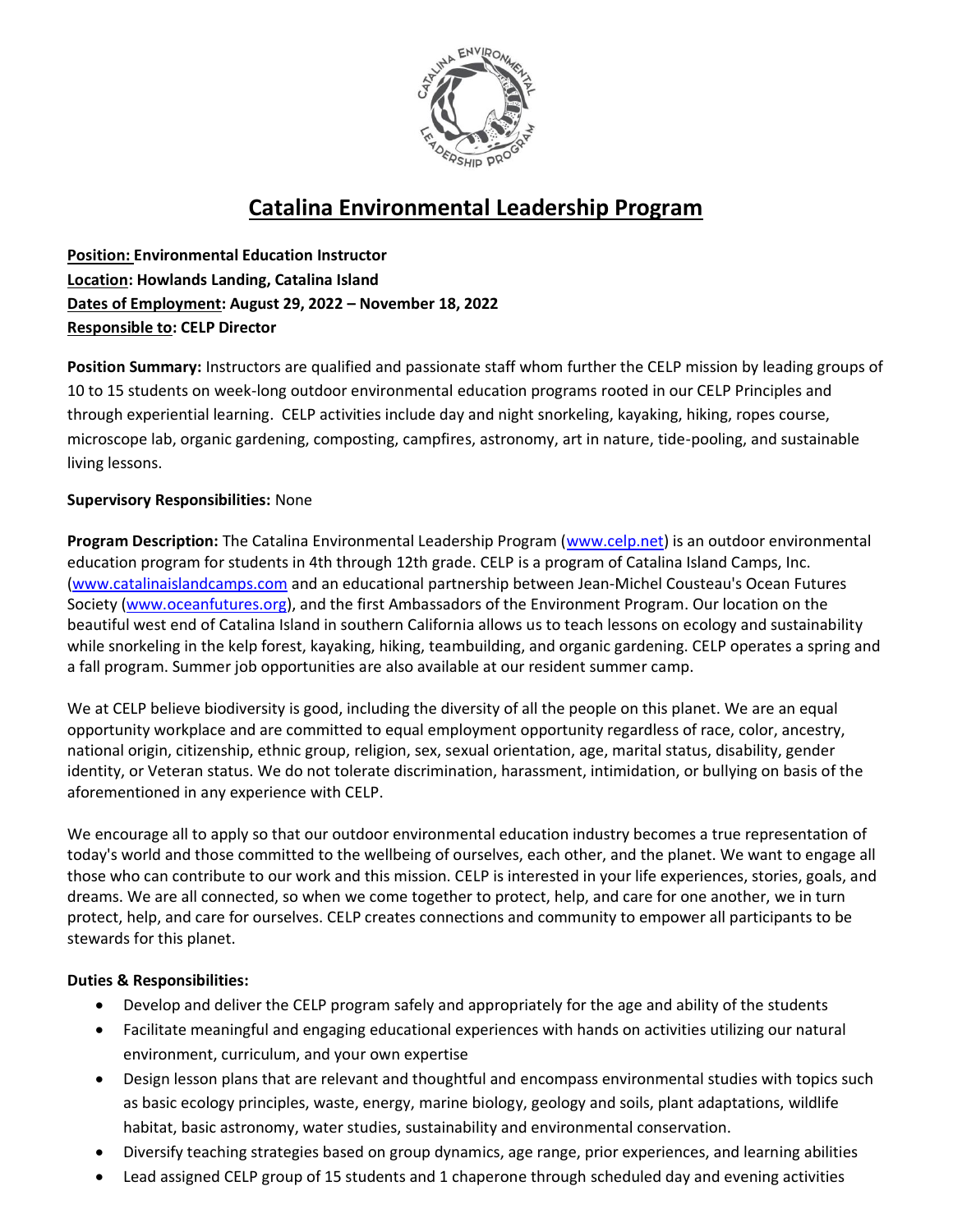# Catalina Environmental Leadership Program

**Position: Environmental Education Instructor**
**Location: Howlands Landing, Catalina Island**
**Dates of Employment: August 29, 2022 – November 18, 2022**
**Responsible to: CELP Director**

**Position Summary:** Instructors are qualified and passionate staff whom further the CELP mission by leading groups of 10 to 15 students on week-long outdoor environmental education programs rooted in our CELP Principles and through experiential learning. CELP activities include day and night snorkeling, kayaking, hiking, ropes course, microscope lab, organic gardening, composting, campfires, astronomy, art in nature, tide-pooling, and sustainable living lessons.

**Supervisory Responsibilities:** None

**Program Description:** The Catalina Environmental Leadership Program (www.celp.net) is an outdoor environmental education program for students in 4th through 12th grade. CELP is a program of Catalina Island Camps, Inc. (www.catalinaislandcamps.com and an educational partnership between Jean-Michel Cousteau's Ocean Futures Society (www.oceanfutures.org), and the first Ambassadors of the Environment Program. Our location on the beautiful west end of Catalina Island in southern California allows us to teach lessons on ecology and sustainability while snorkeling in the kelp forest, kayaking, hiking, teambuilding, and organic gardening. CELP operates a spring and a fall program. Summer job opportunities are also available at our resident summer camp.

We at CELP believe biodiversity is good, including the diversity of all the people on this planet. We are an equal opportunity workplace and are committed to equal employment opportunity regardless of race, color, ancestry, national origin, citizenship, ethnic group, religion, sex, sexual orientation, age, marital status, disability, gender identity, or Veteran status. We do not tolerate discrimination, harassment, intimidation, or bullying on basis of the aforementioned in any experience with CELP.

We encourage all to apply so that our outdoor environmental education industry becomes a true representation of today's world and those committed to the wellbeing of ourselves, each other, and the planet. We want to engage all those who can contribute to our work and this mission. CELP is interested in your life experiences, stories, goals, and dreams. We are all connected, so when we come together to protect, help, and care for one another, we in turn protect, help, and care for ourselves. CELP creates connections and community to empower all participants to be stewards for this planet.

**Duties & Responsibilities:**

- Develop and deliver the CELP program safely and appropriately for the age and ability of the students
- Facilitate meaningful and engaging educational experiences with hands on activities utilizing our natural environment, curriculum, and your own expertise
- Design lesson plans that are relevant and thoughtful and encompass environmental studies with topics such as basic ecology principles, waste, energy, marine biology, geology and soils, plant adaptations, wildlife habitat, basic astronomy, water studies, sustainability and environmental conservation.
- Diversify teaching strategies based on group dynamics, age range, prior experiences, and learning abilities
- Lead assigned CELP group of 15 students and 1 chaperone through scheduled day and evening activities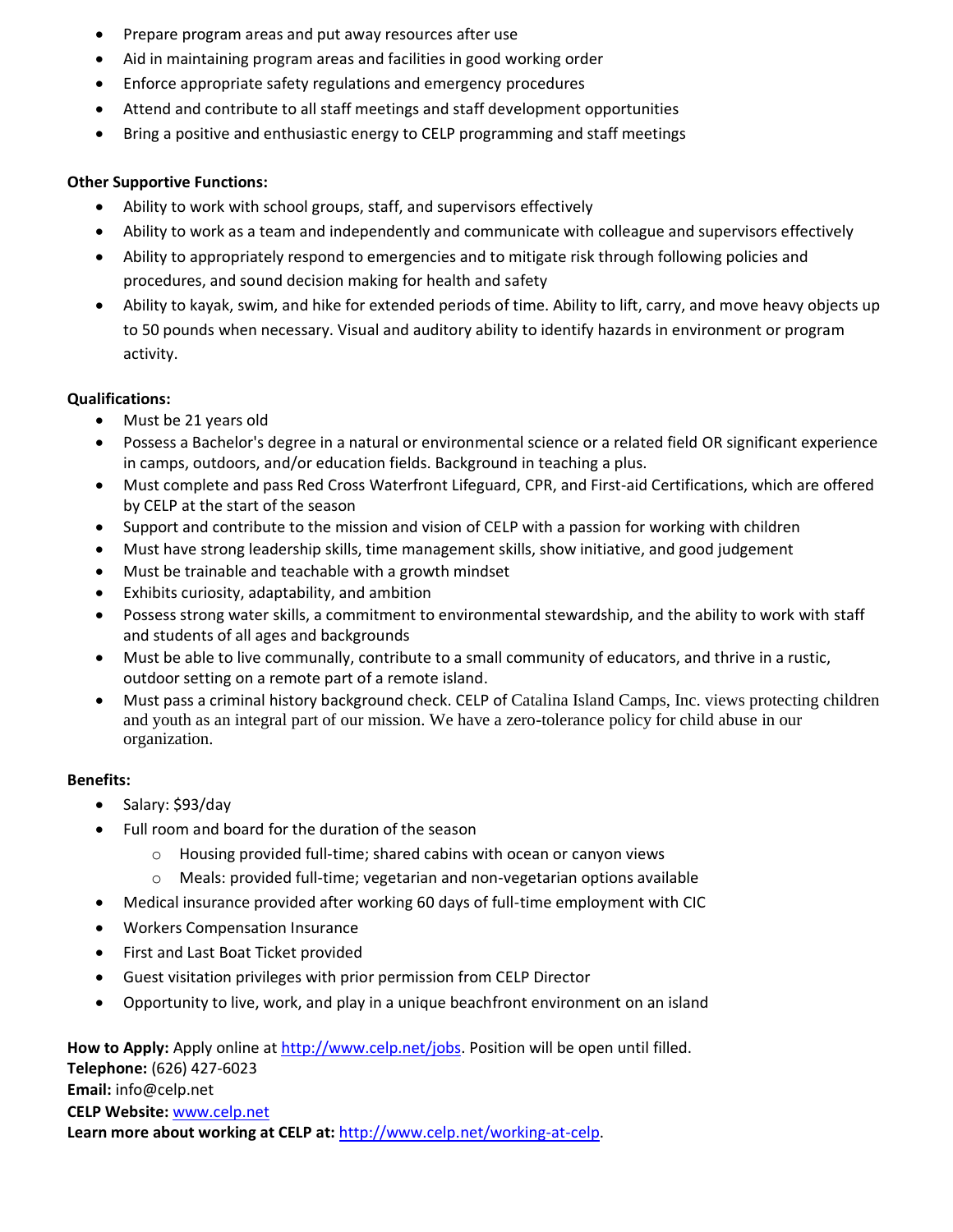- Prepare program areas and put away resources after use
- Aid in maintaining program areas and facilities in good working order
- Enforce appropriate safety regulations and emergency procedures
- Attend and contribute to all staff meetings and staff development opportunities
- Bring a positive and enthusiastic energy to CELP programming and staff meetings

**Other Supportive Functions:**

- Ability to work with school groups, staff, and supervisors effectively
- Ability to work as a team and independently and communicate with colleague and supervisors effectively
- Ability to appropriately respond to emergencies and to mitigate risk through following policies and procedures, and sound decision making for health and safety
- Ability to kayak, swim, and hike for extended periods of time. Ability to lift, carry, and move heavy objects up to 50 pounds when necessary. Visual and auditory ability to identify hazards in environment or program activity.

**Qualifications:**

- Must be 21 years old
- Possess a Bachelor's degree in a natural or environmental science or a related field OR significant experience in camps, outdoors, and/or education fields. Background in teaching a plus.
- Must complete and pass Red Cross Waterfront Lifeguard, CPR, and First-aid Certifications, which are offered by CELP at the start of the season
- Support and contribute to the mission and vision of CELP with a passion for working with children
- Must have strong leadership skills, time management skills, show initiative, and good judgement
- Must be trainable and teachable with a growth mindset
- Exhibits curiosity, adaptability, and ambition
- Possess strong water skills, a commitment to environmental stewardship, and the ability to work with staff and students of all ages and backgrounds
- Must be able to live communally, contribute to a small community of educators, and thrive in a rustic, outdoor setting on a remote part of a remote island.
- Must pass a criminal history background check. CELP of Catalina Island Camps, Inc. views protecting children and youth as an integral part of our mission. We have a zero-tolerance policy for child abuse in our organization.

**Benefits:**

- Salary: $93/day
- Full room and board for the duration of the season
  - Housing provided full-time; shared cabins with ocean or canyon views
  - Meals: provided full-time; vegetarian and non-vegetarian options available
- Medical insurance provided after working 60 days of full-time employment with CIC
- Workers Compensation Insurance
- First and Last Boat Ticket provided
- Guest visitation privileges with prior permission from CELP Director
- Opportunity to live, work, and play in a unique beachfront environment on an island

**How to Apply:** Apply online at [http://www.celp.net/jobs](http://www.celp.net/jobs). Position will be open until filled.
**Telephone:** (626) 427-6023
**Email:** info@celp.net
**CELP Website:** [www.celp.net](http://www.celp.net)
**Learn more about working at CELP at:** [http://www.celp.net/working-at-celp](http://www.celp.net/working-at-celp).